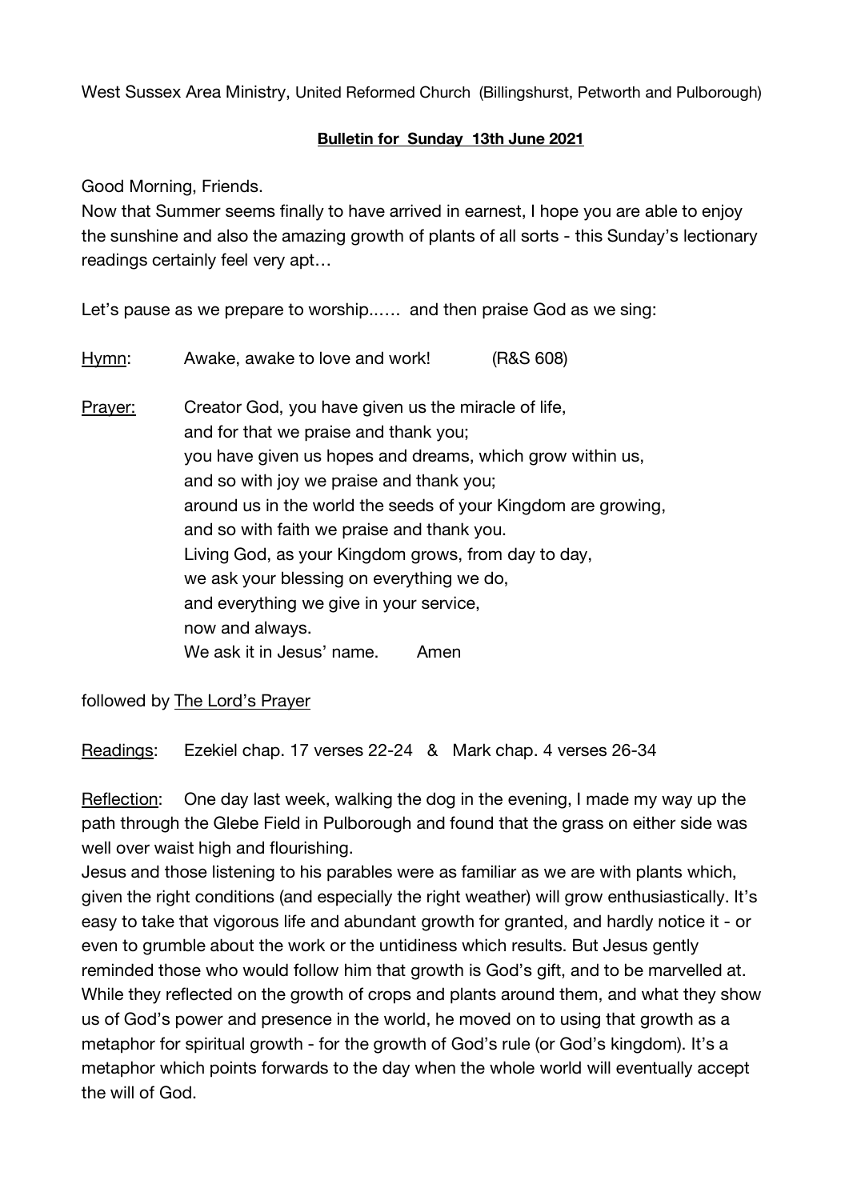West Sussex Area Ministry, United Reformed Church (Billingshurst, Petworth and Pulborough)

**Bulletin for Sunday 13th June 2021**

Good Morning, Friends.
Now that Summer seems finally to have arrived in earnest, I hope you are able to enjoy the sunshine and also the amazing growth of plants of all sorts - this Sunday's lectionary readings certainly feel very apt…

Let's pause as we prepare to worship…… and then praise God as we sing:

Hymn: Awake, awake to love and work! (R&S 608)

Prayer: Creator God, you have given us the miracle of life,
and for that we praise and thank you;
you have given us hopes and dreams, which grow within us,
and so with joy we praise and thank you;
around us in the world the seeds of your Kingdom are growing,
and so with faith we praise and thank you.
Living God, as your Kingdom grows, from day to day,
we ask your blessing on everything we do,
and everything we give in your service,
now and always.
We ask it in Jesus' name. Amen

followed by The Lord's Prayer

Readings: Ezekiel chap. 17 verses 22-24 & Mark chap. 4 verses 26-34

Reflection: One day last week, walking the dog in the evening, I made my way up the path through the Glebe Field in Pulborough and found that the grass on either side was well over waist high and flourishing.
Jesus and those listening to his parables were as familiar as we are with plants which, given the right conditions (and especially the right weather) will grow enthusiastically. It's easy to take that vigorous life and abundant growth for granted, and hardly notice it - or even to grumble about the work or the untidiness which results. But Jesus gently reminded those who would follow him that growth is God's gift, and to be marvelled at. While they reflected on the growth of crops and plants around them, and what they show us of God's power and presence in the world, he moved on to using that growth as a metaphor for spiritual growth - for the growth of God's rule (or God's kingdom). It's a metaphor which points forwards to the day when the whole world will eventually accept the will of God.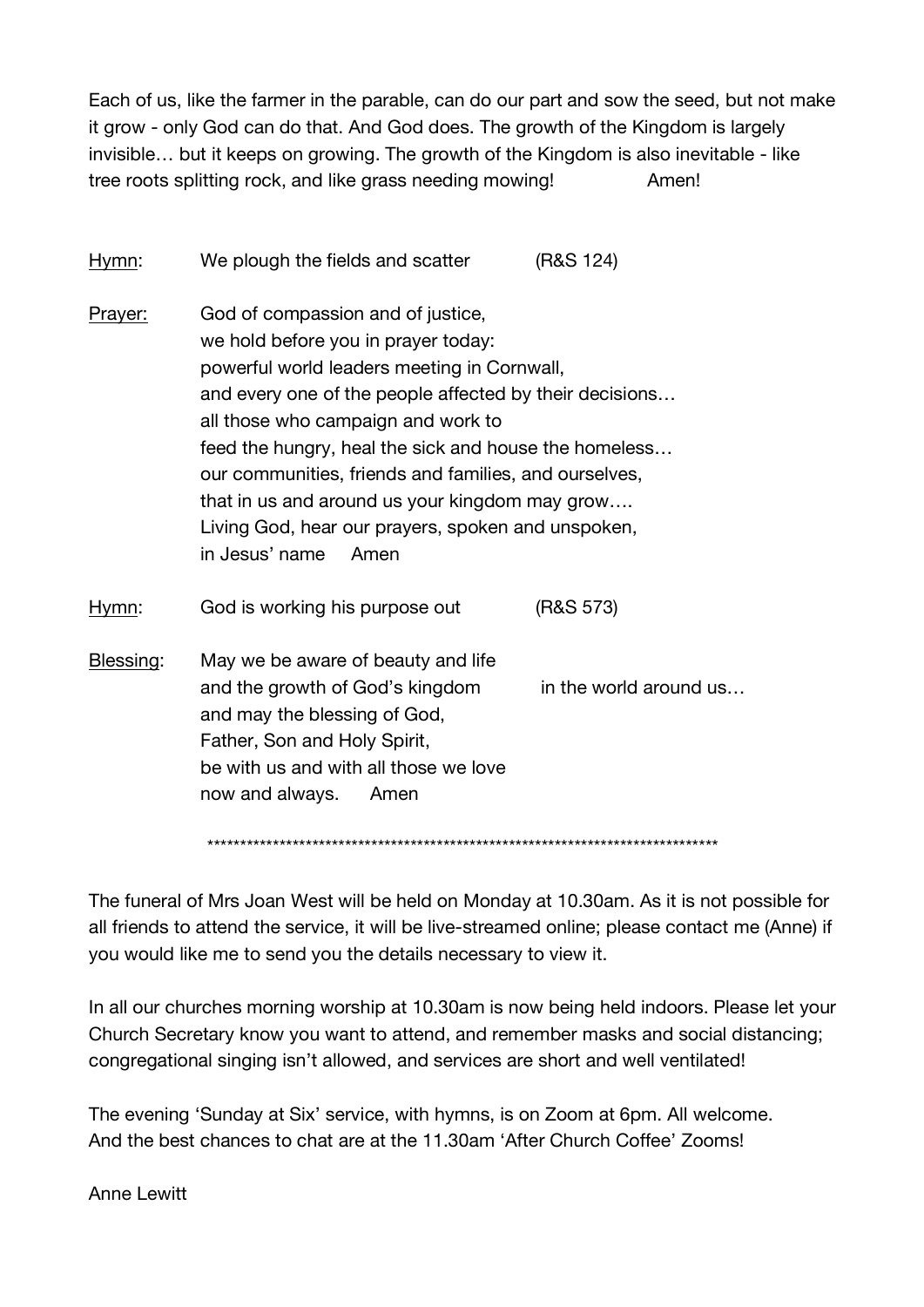Each of us, like the farmer in the parable, can do our part and sow the seed, but not make it grow - only God can do that. And God does. The growth of the Kingdom is largely invisible… but it keeps on growing. The growth of the Kingdom is also inevitable - like tree roots splitting rock, and like grass needing mowing! Amen!

<u>Hymn</u>: We plough the fields and scatter (R&S 124)

<u>Prayer:</u> God of compassion and of justice,
we hold before you in prayer today:
powerful world leaders meeting in Cornwall,
and every one of the people affected by their decisions…
all those who campaign and work to
feed the hungry, heal the sick and house the homeless…
our communities, friends and families, and ourselves,
that in us and around us your kingdom may grow….
Living God, hear our prayers, spoken and unspoken,
in Jesus' name Amen

<u>Hymn</u>: God is working his purpose out (R&S 573)

<u>Blessing</u>: May we be aware of beauty and life
and the growth of God's kingdom in the world around us…
and may the blessing of God,
Father, Son and Holy Spirit,
be with us and with all those we love
now and always. Amen

*******************************************************************************

The funeral of Mrs Joan West will be held on Monday at 10.30am. As it is not possible for all friends to attend the service, it will be live-streamed online; please contact me (Anne) if you would like me to send you the details necessary to view it.

In all our churches morning worship at 10.30am is now being held indoors. Please let your Church Secretary know you want to attend, and remember masks and social distancing; congregational singing isn't allowed, and services are short and well ventilated!

The evening 'Sunday at Six' service, with hymns, is on Zoom at 6pm. All welcome.
And the best chances to chat are at the 11.30am 'After Church Coffee' Zooms!

Anne Lewitt